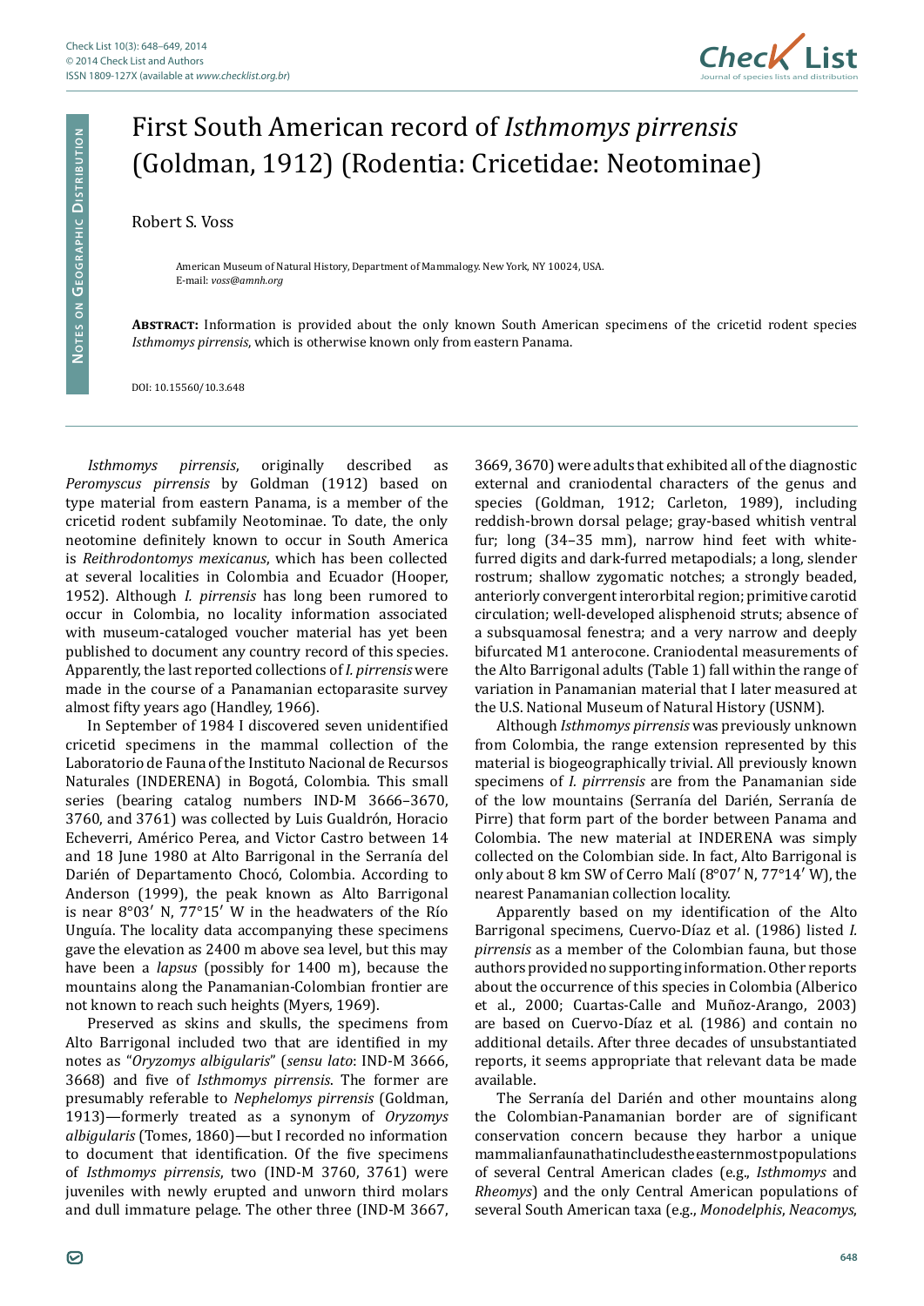# First South American record of *Isthmomys pirrensis* (Goldman, 1912) (Rodentia: Cricetidae: Neotominae)

Robert S. Voss

American Museum of Natural History, Department of Mammalogy. New York, NY 10024, USA.
E-mail: *voss@amnh.org*

**Abstract:** Information is provided about the only known South American specimens of the cricetid rodent species *Isthmomys pirrensis*, which is otherwise known only from eastern Panama.

DOI: 10.15560/10.3.648

*Isthmomys pirrensis*, originally described as *Peromyscus pirrensis* by Goldman (1912) based on type material from eastern Panama, is a member of the cricetid rodent subfamily Neotominae. To date, the only neotomine definitely known to occur in South America is *Reithrodontomys mexicanus*, which has been collected at several localities in Colombia and Ecuador (Hooper, 1952). Although *I. pirrensis* has long been rumored to occur in Colombia, no locality information associated with museum-cataloged voucher material has yet been published to document any country record of this species. Apparently, the last reported collections of *I. pirrensis* were made in the course of a Panamanian ectoparasite survey almost fifty years ago (Handley, 1966).

In September of 1984 I discovered seven unidentified cricetid specimens in the mammal collection of the Laboratorio de Fauna of the Instituto Nacional de Recursos Naturales (INDERENA) in Bogotá, Colombia. This small series (bearing catalog numbers IND-M 3666–3670, 3760, and 3761) was collected by Luis Gualdrón, Horacio Echeverri, Américo Perea, and Victor Castro between 14 and 18 June 1980 at Alto Barrigonal in the Serranía del Darién of Departamento Chocó, Colombia. According to Anderson (1999), the peak known as Alto Barrigonal is near 8°03′ N, 77°15′ W in the headwaters of the Río Unguía. The locality data accompanying these specimens gave the elevation as 2400 m above sea level, but this may have been a *lapsus* (possibly for 1400 m), because the mountains along the Panamanian-Colombian frontier are not known to reach such heights (Myers, 1969).

Preserved as skins and skulls, the specimens from Alto Barrigonal included two that are identified in my notes as "*Oryzomys albigularis*" (*sensu lato*: IND-M 3666, 3668) and five of *Isthmomys pirrensis*. The former are presumably referable to *Nephelomys pirrensis* (Goldman, 1913)—formerly treated as a synonym of *Oryzomys albigularis* (Tomes, 1860)—but I recorded no information to document that identification. Of the five specimens of *Isthmomys pirrensis*, two (IND-M 3760, 3761) were juveniles with newly erupted and unworn third molars and dull immature pelage. The other three (IND-M 3667, 3669, 3670) were adults that exhibited all of the diagnostic external and craniodental characters of the genus and species (Goldman, 1912; Carleton, 1989), including reddish-brown dorsal pelage; gray-based whitish ventral fur; long (34–35 mm), narrow hind feet with white-furred digits and dark-furred metapodials; a long, slender rostrum; shallow zygomatic notches; a strongly beaded, anteriorly convergent interorbital region; primitive carotid circulation; well-developed alisphenoid struts; absence of a subsquamosal fenestra; and a very narrow and deeply bifurcated M1 anterocone. Craniodental measurements of the Alto Barrigonal adults (Table 1) fall within the range of variation in Panamanian material that I later measured at the U.S. National Museum of Natural History (USNM).

Although *Isthmomys pirrensis* was previously unknown from Colombia, the range extension represented by this material is biogeographically trivial. All previously known specimens of *I. pirrrensis* are from the Panamanian side of the low mountains (Serranía del Darién, Serranía de Pirre) that form part of the border between Panama and Colombia. The new material at INDERENA was simply collected on the Colombian side. In fact, Alto Barrigonal is only about 8 km SW of Cerro Malí (8°07′ N, 77°14′ W), the nearest Panamanian collection locality.

Apparently based on my identification of the Alto Barrigonal specimens, Cuervo-Díaz et al. (1986) listed *I. pirrensis* as a member of the Colombian fauna, but those authors provided no supporting information. Other reports about the occurrence of this species in Colombia (Alberico et al., 2000; Cuartas-Calle and Muñoz-Arango, 2003) are based on Cuervo-Díaz et al. (1986) and contain no additional details. After three decades of unsubstantiated reports, it seems appropriate that relevant data be made available.

The Serranía del Darién and other mountains along the Colombian-Panamanian border are of significant conservation concern because they harbor a unique mammalian fauna that includes the easternmost populations of several Central American clades (e.g., *Isthmomys* and *Rheomys*) and the only Central American populations of several South American taxa (e.g., *Monodelphis*, *Neacomys*,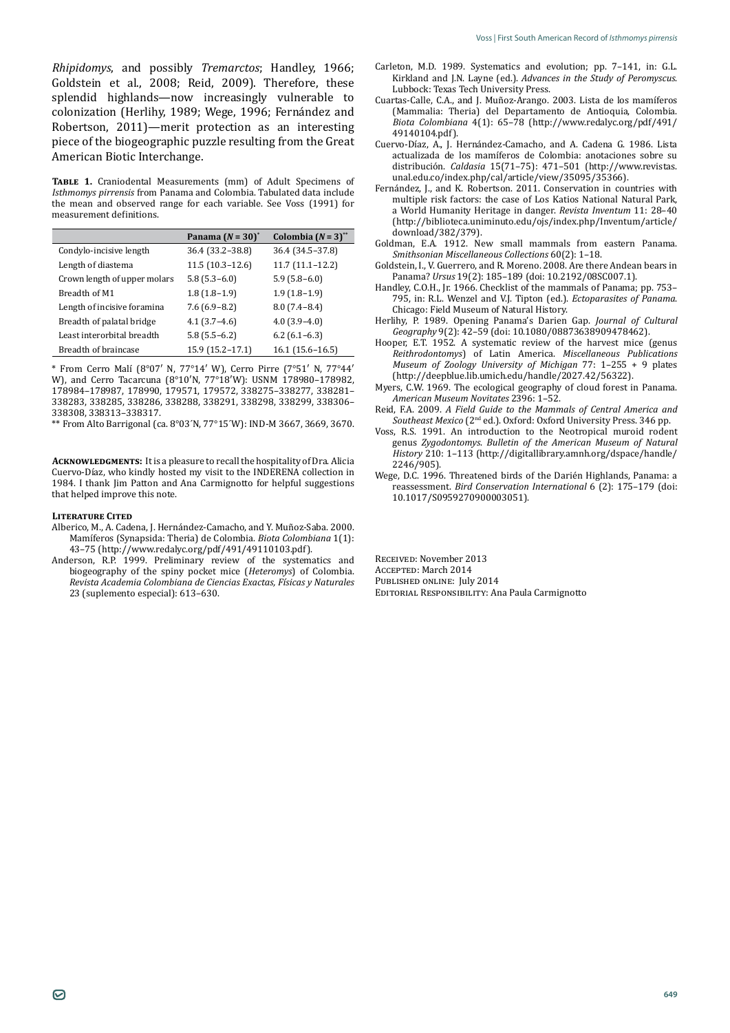*Rhipidomys*, and possibly *Tremarctos*; Handley, 1966; Goldstein et al., 2008; Reid, 2009). Therefore, these splendid highlands—now increasingly vulnerable to colonization (Herlihy, 1989; Wege, 1996; Fernández and Robertson, 2011)—merit protection as an interesting piece of the biogeographic puzzle resulting from the Great American Biotic Interchange.

**Table 1.** Craniodental Measurements (mm) of Adult Specimens of *Isthmomys pirrensis* from Panama and Colombia. Tabulated data include the mean and observed range for each variable. See Voss (1991) for measurement definitions.

| | Panama (*N* = 30)* | Colombia (*N* = 3)** |
|---|---|---|
| Condylo-incisive length | 36.4 (33.2–38.8) | 36.4 (34.5–37.8) |
| Length of diastema | 11.5 (10.3–12.6) | 11.7 (11.1–12.2) |
| Crown length of upper molars | 5.8 (5.3–6.0) | 5.9 (5.8–6.0) |
| Breadth of M1 | 1.8 (1.8–1.9) | 1.9 (1.8–1.9) |
| Length of incisive foramina | 7.6 (6.9–8.2) | 8.0 (7.4–8.4) |
| Breadth of palatal bridge | 4.1 (3.7–4.6) | 4.0 (3.9–4.0) |
| Least interorbital breadth | 5.8 (5.5–6.2) | 6.2 (6.1–6.3) |
| Breadth of braincase | 15.9 (15.2–17.1) | 16.1 (15.6–16.5) |

\* From Cerro Malí (8°07′ N, 77°14′ W), Cerro Pirre (7°51′ N, 77°44′ W), and Cerro Tacarcuna (8°10′N, 77°18′W): USNM 178980–178982, 178984–178987, 178990, 179571, 179572, 338275–338277, 338281–338283, 338285, 338286, 338288, 338291, 338298, 338299, 338306–338308, 338313–338317.

\*\* From Alto Barrigonal (ca. 8°03´N, 77°15´W): IND-M 3667, 3669, 3670.

**Acknowledgments:** It is a pleasure to recall the hospitality of Dra. Alicia Cuervo-Díaz, who kindly hosted my visit to the INDERENA collection in 1984. I thank Jim Patton and Ana Carmignotto for helpful suggestions that helped improve this note.

## Literature Cited

Alberico, M., A. Cadena, J. Hernández-Camacho, and Y. Muñoz-Saba. 2000. Mamíferos (Synapsida: Theria) de Colombia. *Biota Colombiana* 1(1): 43–75 (http://www.redalyc.org/pdf/491/49110103.pdf).

Anderson, R.P. 1999. Preliminary review of the systematics and biogeography of the spiny pocket mice (*Heteromys*) of Colombia. *Revista Academia Colombianae de Ciencias Exactas, Físicas y Naturales* 23 (suplemento especial): 613–630.

Carleton, M.D. 1989. Systematics and evolution; pp. 7–141, in: G.L. Kirkland and J.N. Layne (ed.). *Advances in the Study of Peromyscus*. Lubbock: Texas Tech University Press.

Cuartas-Calle, C.A., and J. Muñoz-Arango. 2003. Lista de los mamíferos (Mammalia: Theria) del Departamento de Antioquia, Colombia. *Biota Colombiana* 4(1): 65–78 (http://www.redalyc.org/pdf/491/49140104.pdf).

Cuervo-Díaz, A., J. Hernández-Camacho, and A. Cadena G. 1986. Lista actualizada de los mamíferos de Colombia: anotaciones sobre su distribución. *Caldasia* 15(71–75): 471–501 (http://www.revistas.unal.edu.co/index.php/cal/article/view/35095/35366).

Fernández, J., and K. Robertson. 2011. Conservation in countries with multiple risk factors: the case of Los Katios National Natural Park, a World Humanity Heritage in danger. *Revista Inventum* 11: 28–40 (http://biblioteca.uniminuto.edu/ojs/index.php/Inventum/article/download/382/379).

Goldman, E.A. 1912. New small mammals from eastern Panama. *Smithsonian Miscellaneous Collections* 60(2): 1–18.

Goldstein, I., V. Guerrero, and R. Moreno. 2008. Are there Andean bears in Panama? *Ursus* 19(2): 185–189 (doi: 10.2192/08SC007.1).

Handley, C.O.H., Jr. 1966. Checklist of the mammals of Panama; pp. 753–795, in: R.L. Wenzel and V.J. Tipton (ed.). *Ectoparasites of Panama*. Chicago: Field Museum of Natural History.

Herlihy, P. 1989. Opening Panama's Darien Gap. *Journal of Cultural Geography* 9(2): 42–59 (doi: 10.1080/08873638909478462).

Hooper, E.T. 1952. A systematic review of the harvest mice (genus *Reithrodontomys*) of Latin America. *Miscellaneous Publications Museum of Zoology University of Michigan* 77: 1–255 + 9 plates (http://deepblue.lib.umich.edu/handle/2027.42/56322).

Myers, C.W. 1969. The ecological geography of cloud forest in Panama. *American Museum Novitates* 2396: 1–52.

Reid, F.A. 2009. *A Field Guide to the Mammals of Central America and Southeast Mexico* (2nd ed.). Oxford: Oxford University Press. 346 pp.

Voss, R.S. 1991. An introduction to the Neotropical muroid rodent genus *Zygodontomys*. *Bulletin of the American Museum of Natural History* 210: 1–113 (http://digitallibrary.amnh.org/dspace/handle/2246/905).

Wege, D.C. 1996. Threatened birds of the Darién Highlands, Panama: a reassessment. *Bird Conservation International* 6 (2): 175–179 (doi: 10.1017/S0959270900003051).

Received: November 2013
Accepted: March 2014
Published online: July 2014
Editorial Responsibility: Ana Paula Carmignotto